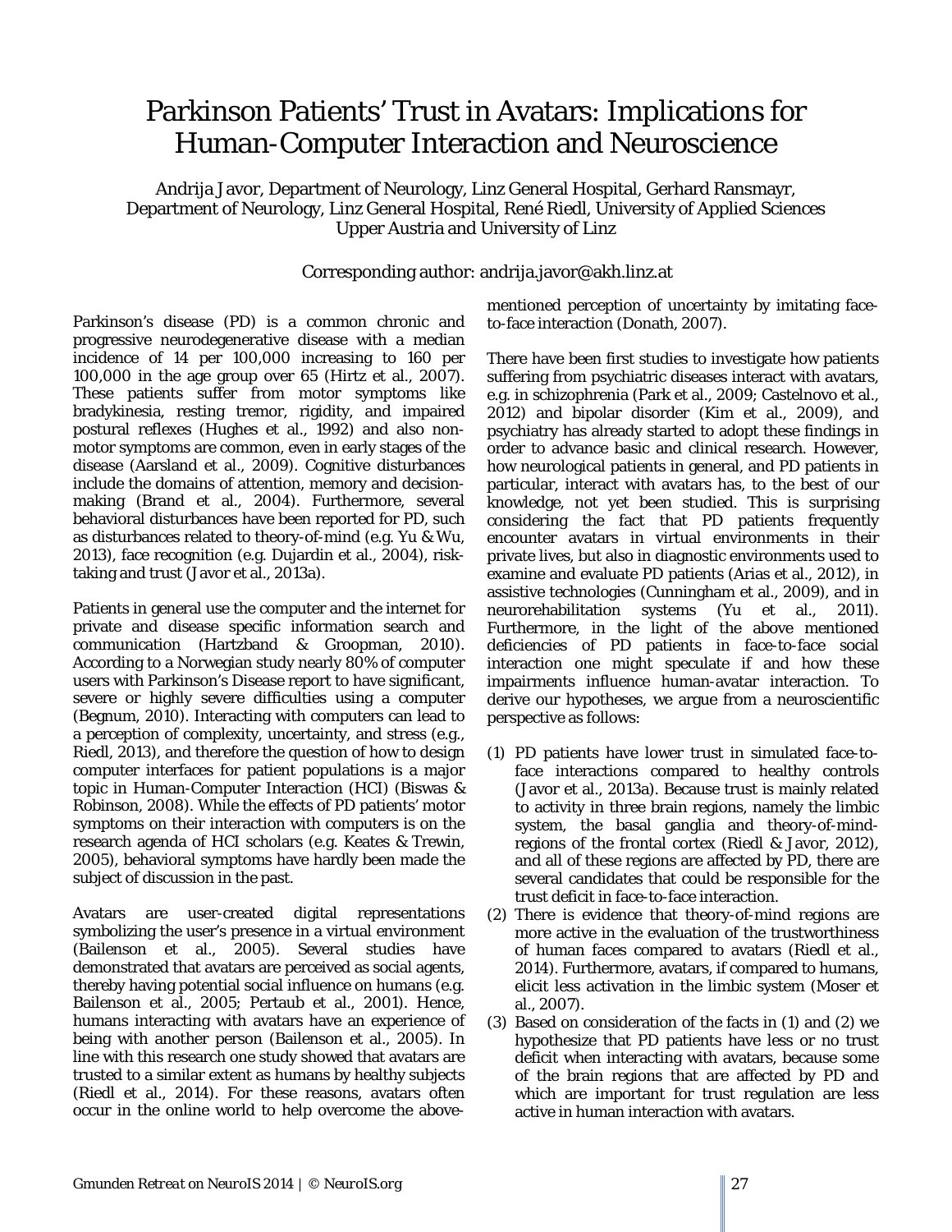# Parkinson Patients' Trust in Avatars: Implications for Human-Computer Interaction and Neuroscience

Andrija Javor, Department of Neurology, Linz General Hospital, Gerhard Ransmayr, Department of Neurology, Linz General Hospital, René Riedl, University of Applied Sciences Upper Austria and University of Linz

Corresponding author: andrija.javor@akh.linz.at

Parkinson's disease (PD) is a common chronic and progressive neurodegenerative disease with a median incidence of 14 per 100,000 increasing to 160 per 100,000 in the age group over 65 (Hirtz et al., 2007). These patients suffer from motor symptoms like bradykinesia, resting tremor, rigidity, and impaired postural reflexes (Hughes et al., 1992) and also non-motor symptoms are common, even in early stages of the disease (Aarsland et al., 2009). Cognitive disturbances include the domains of attention, memory and decision-making (Brand et al., 2004). Furthermore, several behavioral disturbances have been reported for PD, such as disturbances related to theory-of-mind (e.g. Yu & Wu, 2013), face recognition (e.g. Dujardin et al., 2004), risk-taking and trust (Javor et al., 2013a).

Patients in general use the computer and the internet for private and disease specific information search and communication (Hartzband & Groopman, 2010). According to a Norwegian study nearly 80% of computer users with Parkinson's Disease report to have significant, severe or highly severe difficulties using a computer (Begnum, 2010). Interacting with computers can lead to a perception of complexity, uncertainty, and stress (e.g., Riedl, 2013), and therefore the question of how to design computer interfaces for patient populations is a major topic in Human-Computer Interaction (HCI) (Biswas & Robinson, 2008). While the effects of PD patients' motor symptoms on their interaction with computers is on the research agenda of HCI scholars (e.g. Keates & Trewin, 2005), behavioral symptoms have hardly been made the subject of discussion in the past.

Avatars are user-created digital representations symbolizing the user's presence in a virtual environment (Bailenson et al., 2005). Several studies have demonstrated that avatars are perceived as social agents, thereby having potential social influence on humans (e.g. Bailenson et al., 2005; Pertaub et al., 2001). Hence, humans interacting with avatars have an experience of being with another person (Bailenson et al., 2005). In line with this research one study showed that avatars are trusted to a similar extent as humans by healthy subjects (Riedl et al., 2014). For these reasons, avatars often occur in the online world to help overcome the above-mentioned perception of uncertainty by imitating face-to-face interaction (Donath, 2007).

There have been first studies to investigate how patients suffering from psychiatric diseases interact with avatars, e.g. in schizophrenia (Park et al., 2009; Castelnovo et al., 2012) and bipolar disorder (Kim et al., 2009), and psychiatry has already started to adopt these findings in order to advance basic and clinical research. However, how neurological patients in general, and PD patients in particular, interact with avatars has, to the best of our knowledge, not yet been studied. This is surprising considering the fact that PD patients frequently encounter avatars in virtual environments in their private lives, but also in diagnostic environments used to examine and evaluate PD patients (Arias et al., 2012), in assistive technologies (Cunningham et al., 2009), and in neurorehabilitation systems (Yu et al., 2011). Furthermore, in the light of the above mentioned deficiencies of PD patients in face-to-face social interaction one might speculate if and how these impairments influence human-avatar interaction. To derive our hypotheses, we argue from a neuroscientific perspective as follows:

(1) PD patients have lower trust in simulated face-to-face interactions compared to healthy controls (Javor et al., 2013a). Because trust is mainly related to activity in three brain regions, namely the limbic system, the basal ganglia and theory-of-mind-regions of the frontal cortex (Riedl & Javor, 2012), and all of these regions are affected by PD, there are several candidates that could be responsible for the trust deficit in face-to-face interaction.

(2) There is evidence that theory-of-mind regions are more active in the evaluation of the trustworthiness of human faces compared to avatars (Riedl et al., 2014). Furthermore, avatars, if compared to humans, elicit less activation in the limbic system (Moser et al., 2007).

(3) Based on consideration of the facts in (1) and (2) we hypothesize that PD patients have less or no trust deficit when interacting with avatars, because some of the brain regions that are affected by PD and which are important for trust regulation are less active in human interaction with avatars.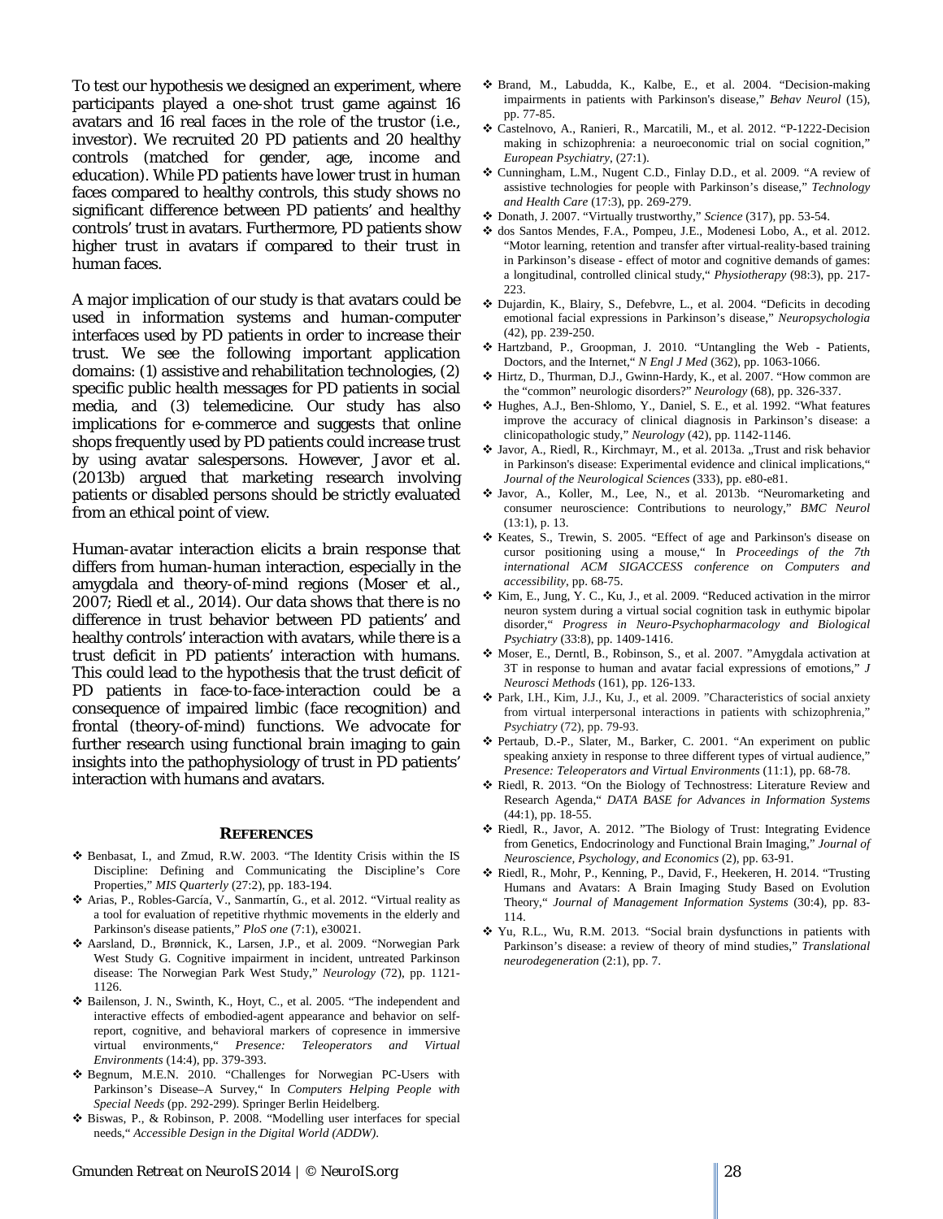To test our hypothesis we designed an experiment, where participants played a one-shot trust game against 16 avatars and 16 real faces in the role of the trustor (i.e., investor). We recruited 20 PD patients and 20 healthy controls (matched for gender, age, income and education). While PD patients have lower trust in human faces compared to healthy controls, this study shows no significant difference between PD patients' and healthy controls' trust in avatars. Furthermore, PD patients show higher trust in avatars if compared to their trust in human faces.

A major implication of our study is that avatars could be used in information systems and human-computer interfaces used by PD patients in order to increase their trust. We see the following important application domains: (1) assistive and rehabilitation technologies, (2) specific public health messages for PD patients in social media, and (3) telemedicine. Our study has also implications for e-commerce and suggests that online shops frequently used by PD patients could increase trust by using avatar salespersons. However, Javor et al. (2013b) argued that marketing research involving patients or disabled persons should be strictly evaluated from an ethical point of view.

Human-avatar interaction elicits a brain response that differs from human-human interaction, especially in the amygdala and theory-of-mind regions (Moser et al., 2007; Riedl et al., 2014). Our data shows that there is no difference in trust behavior between PD patients' and healthy controls' interaction with avatars, while there is a trust deficit in PD patients' interaction with humans. This could lead to the hypothesis that the trust deficit of PD patients in face-to-face-interaction could be a consequence of impaired limbic (face recognition) and frontal (theory-of-mind) functions. We advocate for further research using functional brain imaging to gain insights into the pathophysiology of trust in PD patients' interaction with humans and avatars.

## References

- Benbasat, I., and Zmud, R.W. 2003. "The Identity Crisis within the IS Discipline: Defining and Communicating the Discipline's Core Properties," *MIS Quarterly* (27:2), pp. 183-194.
- Arias, P., Robles-García, V., Sanmartín, G., et al. 2012. "Virtual reality as a tool for evaluation of repetitive rhythmic movements in the elderly and Parkinson's disease patients," *PloS one* (7:1), e30021.
- Aarsland, D., Brønnick, K., Larsen, J.P., et al. 2009. "Norwegian Park West Study G. Cognitive impairment in incident, untreated Parkinson disease: The Norwegian Park West Study," *Neurology* (72), pp. 1121-1126.
- Bailenson, J. N., Swinth, K., Hoyt, C., et al. 2005. "The independent and interactive effects of embodied-agent appearance and behavior on self-report, cognitive, and behavioral markers of copresence in immersive virtual environments," *Presence: Teleoperators and Virtual Environments* (14:4), pp. 379-393.
- Begnum, M.E.N. 2010. "Challenges for Norwegian PC-Users with Parkinson's Disease–A Survey," In *Computers Helping People with Special Needs* (pp. 292-299). Springer Berlin Heidelberg.
- Biswas, P., & Robinson, P. 2008. "Modelling user interfaces for special needs," *Accessible Design in the Digital World (ADDW)*.
- Brand, M., Labudda, K., Kalbe, E., et al. 2004. "Decision-making impairments in patients with Parkinson's disease," *Behav Neurol* (15), pp. 77-85.
- Castelnovo, A., Ranieri, R., Marcatili, M., et al. 2012. "P-1222-Decision making in schizophrenia: a neuroeconomic trial on social cognition," *European Psychiatry*, (27:1).
- Cunningham, L.M., Nugent C.D., Finlay D.D., et al. 2009. "A review of assistive technologies for people with Parkinson's disease," *Technology and Health Care* (17:3), pp. 269-279.
- Donath, J. 2007. "Virtually trustworthy," *Science* (317), pp. 53-54.
- dos Santos Mendes, F.A., Pompeu, J.E., Modenesi Lobo, A., et al. 2012. "Motor learning, retention and transfer after virtual-reality-based training in Parkinson's disease - effect of motor and cognitive demands of games: a longitudinal, controlled clinical study," *Physiotherapy* (98:3), pp. 217-223.
- Dujardin, K., Blairy, S., Defebvre, L., et al. 2004. "Deficits in decoding emotional facial expressions in Parkinson's disease," *Neuropsychologia* (42), pp. 239-250.
- Hartzband, P., Groopman, J. 2010. "Untangling the Web - Patients, Doctors, and the Internet," *N Engl J Med* (362), pp. 1063-1066.
- Hirtz, D., Thurman, D.J., Gwinn-Hardy, K., et al. 2007. "How common are the "common" neurologic disorders?" *Neurology* (68), pp. 326-337.
- Hughes, A.J., Ben-Shlomo, Y., Daniel, S. E., et al. 1992. "What features improve the accuracy of clinical diagnosis in Parkinson's disease: a clinicopathologic study," *Neurology* (42), pp. 1142-1146.
- Javor, A., Riedl, R., Kirchmayr, M., et al. 2013a. „Trust and risk behavior in Parkinson's disease: Experimental evidence and clinical implications," *Journal of the Neurological Sciences* (333), pp. e80-e81.
- Javor, A., Koller, M., Lee, N., et al. 2013b. "Neuromarketing and consumer neuroscience: Contributions to neurology," *BMC Neurol* (13:1), p. 13.
- Keates, S., Trewin, S. 2005. "Effect of age and Parkinson's disease on cursor positioning using a mouse," In *Proceedings of the 7th international ACM SIGACCESS conference on Computers and accessibility*, pp. 68-75.
- Kim, E., Jung, Y. C., Ku, J., et al. 2009. "Reduced activation in the mirror neuron system during a virtual social cognition task in euthymic bipolar disorder," *Progress in Neuro-Psychopharmacology and Biological Psychiatry* (33:8), pp. 1409-1416.
- Moser, E., Derntl, B., Robinson, S., et al. 2007. "Amygdala activation at 3T in response to human and avatar facial expressions of emotions," *J Neurosci Methods* (161), pp. 126-133.
- Park, I.H., Kim, J.J., Ku, J., et al. 2009. "Characteristics of social anxiety from virtual interpersonal interactions in patients with schizophrenia," *Psychiatry* (72), pp. 79-93.
- Pertaub, D.-P., Slater, M., Barker, C. 2001. "An experiment on public speaking anxiety in response to three different types of virtual audience," *Presence: Teleoperators and Virtual Environments* (11:1), pp. 68-78.
- Riedl, R. 2013. "On the Biology of Technostress: Literature Review and Research Agenda," *DATA BASE for Advances in Information Systems* (44:1), pp. 18-55.
- Riedl, R., Javor, A. 2012. "The Biology of Trust: Integrating Evidence from Genetics, Endocrinology and Functional Brain Imaging," *Journal of Neuroscience, Psychology, and Economics* (2), pp. 63-91.
- Riedl, R., Mohr, P., Kenning, P., David, F., Heekeren, H. 2014. "Trusting Humans and Avatars: A Brain Imaging Study Based on Evolution Theory," *Journal of Management Information Systems* (30:4), pp. 83-114.
- Yu, R.L., Wu, R.M. 2013. "Social brain dysfunctions in patients with Parkinson's disease: a review of theory of mind studies," *Translational neurodegeneration* (2:1), pp. 7.